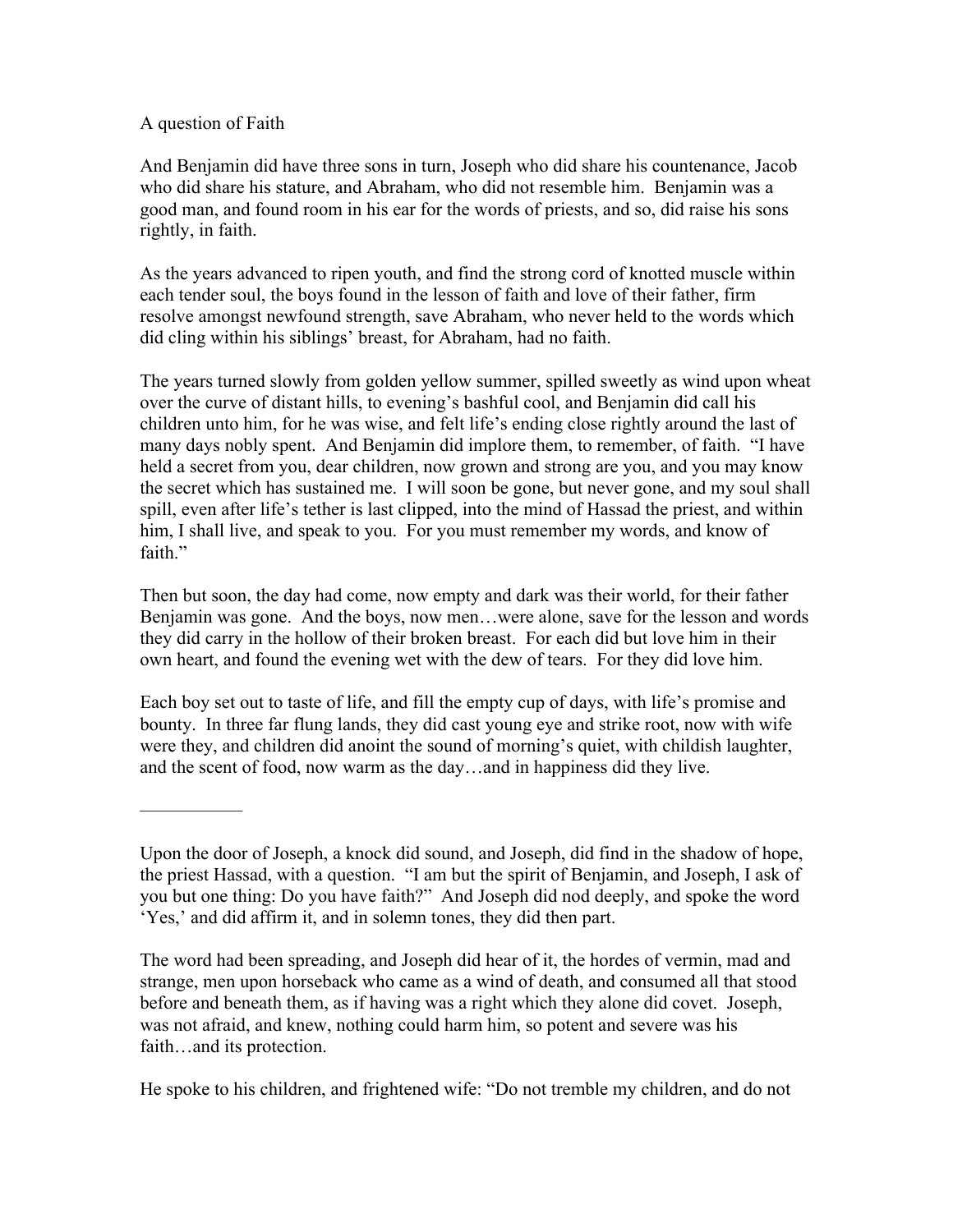A question of Faith

And Benjamin did have three sons in turn, Joseph who did share his countenance, Jacob who did share his stature, and Abraham, who did not resemble him. Benjamin was a good man, and found room in his ear for the words of priests, and so, did raise his sons rightly, in faith.

As the years advanced to ripen youth, and find the strong cord of knotted muscle within each tender soul, the boys found in the lesson of faith and love of their father, firm resolve amongst newfound strength, save Abraham, who never held to the words which did cling within his siblings' breast, for Abraham, had no faith.

The years turned slowly from golden yellow summer, spilled sweetly as wind upon wheat over the curve of distant hills, to evening's bashful cool, and Benjamin did call his children unto him, for he was wise, and felt life's ending close rightly around the last of many days nobly spent. And Benjamin did implore them, to remember, of faith. "I have held a secret from you, dear children, now grown and strong are you, and you may know the secret which has sustained me. I will soon be gone, but never gone, and my soul shall spill, even after life's tether is last clipped, into the mind of Hassad the priest, and within him, I shall live, and speak to you. For you must remember my words, and know of faith."

Then but soon, the day had come, now empty and dark was their world, for their father Benjamin was gone. And the boys, now men…were alone, save for the lesson and words they did carry in the hollow of their broken breast. For each did but love him in their own heart, and found the evening wet with the dew of tears. For they did love him.

Each boy set out to taste of life, and fill the empty cup of days, with life's promise and bounty. In three far flung lands, they did cast young eye and strike root, now with wife were they, and children did anoint the sound of morning's quiet, with childish laughter, and the scent of food, now warm as the day…and in happiness did they live.

---

Upon the door of Joseph, a knock did sound, and Joseph, did find in the shadow of hope, the priest Hassad, with a question. "I am but the spirit of Benjamin, and Joseph, I ask of you but one thing: Do you have faith?" And Joseph did nod deeply, and spoke the word 'Yes,' and did affirm it, and in solemn tones, they did then part.

The word had been spreading, and Joseph did hear of it, the hordes of vermin, mad and strange, men upon horseback who came as a wind of death, and consumed all that stood before and beneath them, as if having was a right which they alone did covet. Joseph, was not afraid, and knew, nothing could harm him, so potent and severe was his faith…and its protection.

He spoke to his children, and frightened wife: "Do not tremble my children, and do not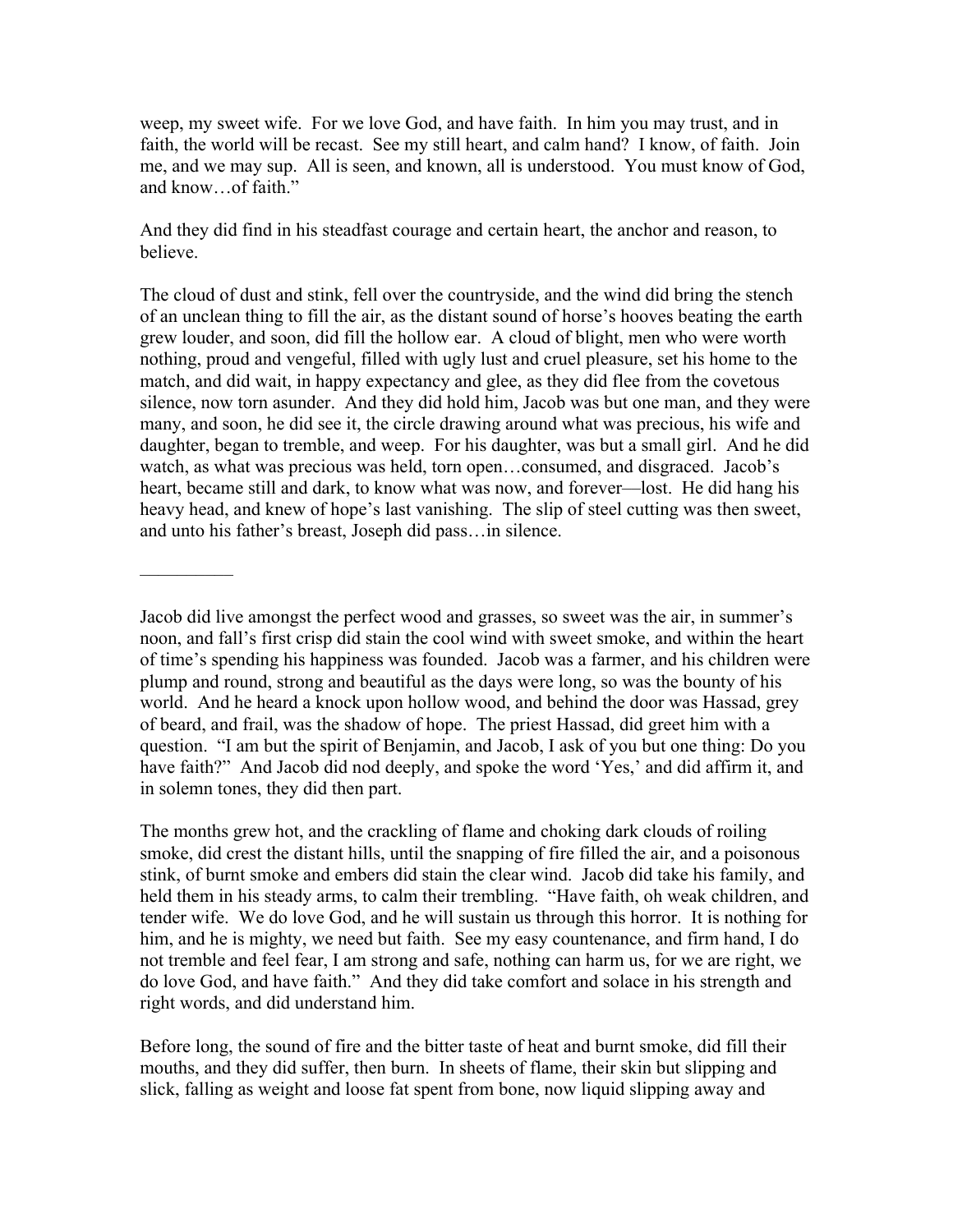weep, my sweet wife. For we love God, and have faith. In him you may trust, and in faith, the world will be recast. See my still heart, and calm hand? I know, of faith. Join me, and we may sup. All is seen, and known, all is understood. You must know of God, and know…of faith."

And they did find in his steadfast courage and certain heart, the anchor and reason, to believe.

The cloud of dust and stink, fell over the countryside, and the wind did bring the stench of an unclean thing to fill the air, as the distant sound of horse's hooves beating the earth grew louder, and soon, did fill the hollow ear. A cloud of blight, men who were worth nothing, proud and vengeful, filled with ugly lust and cruel pleasure, set his home to the match, and did wait, in happy expectancy and glee, as they did flee from the covetous silence, now torn asunder. And they did hold him, Jacob was but one man, and they were many, and soon, he did see it, the circle drawing around what was precious, his wife and daughter, began to tremble, and weep. For his daughter, was but a small girl. And he did watch, as what was precious was held, torn open…consumed, and disgraced. Jacob's heart, became still and dark, to know what was now, and forever—lost. He did hang his heavy head, and knew of hope's last vanishing. The slip of steel cutting was then sweet, and unto his father's breast, Joseph did pass…in silence.

---

Jacob did live amongst the perfect wood and grasses, so sweet was the air, in summer's noon, and fall's first crisp did stain the cool wind with sweet smoke, and within the heart of time's spending his happiness was founded. Jacob was a farmer, and his children were plump and round, strong and beautiful as the days were long, so was the bounty of his world. And he heard a knock upon hollow wood, and behind the door was Hassad, grey of beard, and frail, was the shadow of hope. The priest Hassad, did greet him with a question. "I am but the spirit of Benjamin, and Jacob, I ask of you but one thing: Do you have faith?" And Jacob did nod deeply, and spoke the word 'Yes,' and did affirm it, and in solemn tones, they did then part.

The months grew hot, and the crackling of flame and choking dark clouds of roiling smoke, did crest the distant hills, until the snapping of fire filled the air, and a poisonous stink, of burnt smoke and embers did stain the clear wind. Jacob did take his family, and held them in his steady arms, to calm their trembling. "Have faith, oh weak children, and tender wife. We do love God, and he will sustain us through this horror. It is nothing for him, and he is mighty, we need but faith. See my easy countenance, and firm hand, I do not tremble and feel fear, I am strong and safe, nothing can harm us, for we are right, we do love God, and have faith." And they did take comfort and solace in his strength and right words, and did understand him.

Before long, the sound of fire and the bitter taste of heat and burnt smoke, did fill their mouths, and they did suffer, then burn. In sheets of flame, their skin but slipping and slick, falling as weight and loose fat spent from bone, now liquid slipping away and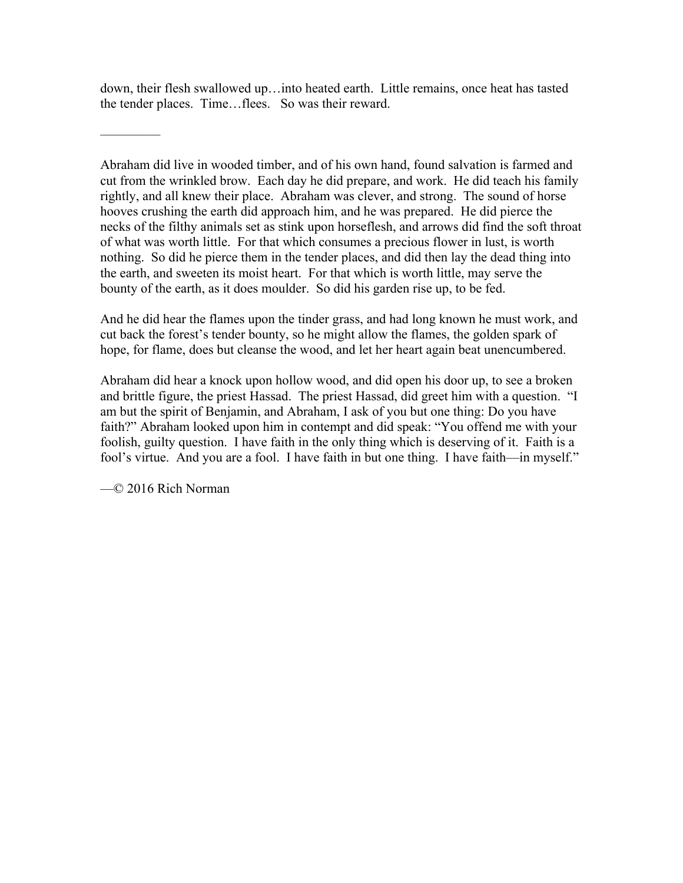down, their flesh swallowed up…into heated earth. Little remains, once heat has tasted the tender places. Time…flees. So was their reward.

_________

Abraham did live in wooded timber, and of his own hand, found salvation is farmed and cut from the wrinkled brow. Each day he did prepare, and work. He did teach his family rightly, and all knew their place. Abraham was clever, and strong. The sound of horse hooves crushing the earth did approach him, and he was prepared. He did pierce the necks of the filthy animals set as stink upon horseflesh, and arrows did find the soft throat of what was worth little. For that which consumes a precious flower in lust, is worth nothing. So did he pierce them in the tender places, and did then lay the dead thing into the earth, and sweeten its moist heart. For that which is worth little, may serve the bounty of the earth, as it does moulder. So did his garden rise up, to be fed.

And he did hear the flames upon the tinder grass, and had long known he must work, and cut back the forest's tender bounty, so he might allow the flames, the golden spark of hope, for flame, does but cleanse the wood, and let her heart again beat unencumbered.

Abraham did hear a knock upon hollow wood, and did open his door up, to see a broken and brittle figure, the priest Hassad. The priest Hassad, did greet him with a question. "I am but the spirit of Benjamin, and Abraham, I ask of you but one thing: Do you have faith?" Abraham looked upon him in contempt and did speak: "You offend me with your foolish, guilty question. I have faith in the only thing which is deserving of it. Faith is a fool's virtue. And you are a fool. I have faith in but one thing. I have faith—in myself."

—© 2016 Rich Norman